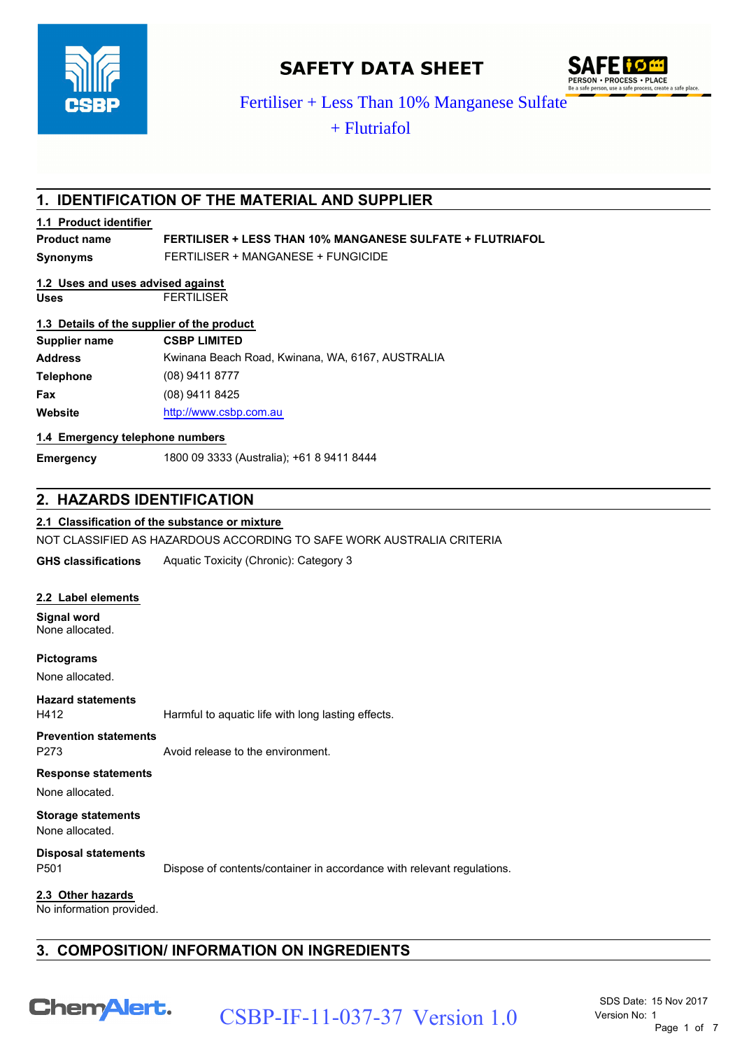# SAFETY DATA SHEET

Fertiliser + Less Than 10% Manganese Sulfate + Flutriafol

## 1. IDENTIFICATION OF THE MATERIAL AND SUPPLIER

### 1.1 Product identifier

**Product name** **FERTILISER + LESS THAN 10% MANGANESE SULFATE + FLUTRIAFOL**

**Synonyms** FERTILISER + MANGANESE + FUNGICIDE

### 1.2 Uses and uses advised against

**Uses** FERTILISER

### 1.3 Details of the supplier of the product

**Supplier name** **CSBP LIMITED**

**Address** Kwinana Beach Road, Kwinana, WA, 6167, AUSTRALIA

**Telephone** (08) 9411 8777

**Fax** (08) 9411 8425

**Website** http://www.csbp.com.au

### 1.4 Emergency telephone numbers

**Emergency** 1800 09 3333 (Australia); +61 8 9411 8444

## 2. HAZARDS IDENTIFICATION

### 2.1 Classification of the substance or mixture

NOT CLASSIFIED AS HAZARDOUS ACCORDING TO SAFE WORK AUSTRALIA CRITERIA

**GHS classifications** Aquatic Toxicity (Chronic): Category 3

### 2.2 Label elements

**Signal word**
None allocated.

**Pictograms**
None allocated.

**Hazard statements**
H412 Harmful to aquatic life with long lasting effects.

**Prevention statements**
P273 Avoid release to the environment.

**Response statements**
None allocated.

**Storage statements**
None allocated.

**Disposal statements**
P501 Dispose of contents/container in accordance with relevant regulations.

### 2.3 Other hazards

No information provided.

## 3. COMPOSITION/ INFORMATION ON INGREDIENTS

CSBP-IF-11-037-37 Version 1.0

SDS Date: 15 Nov 2017
Version No: 1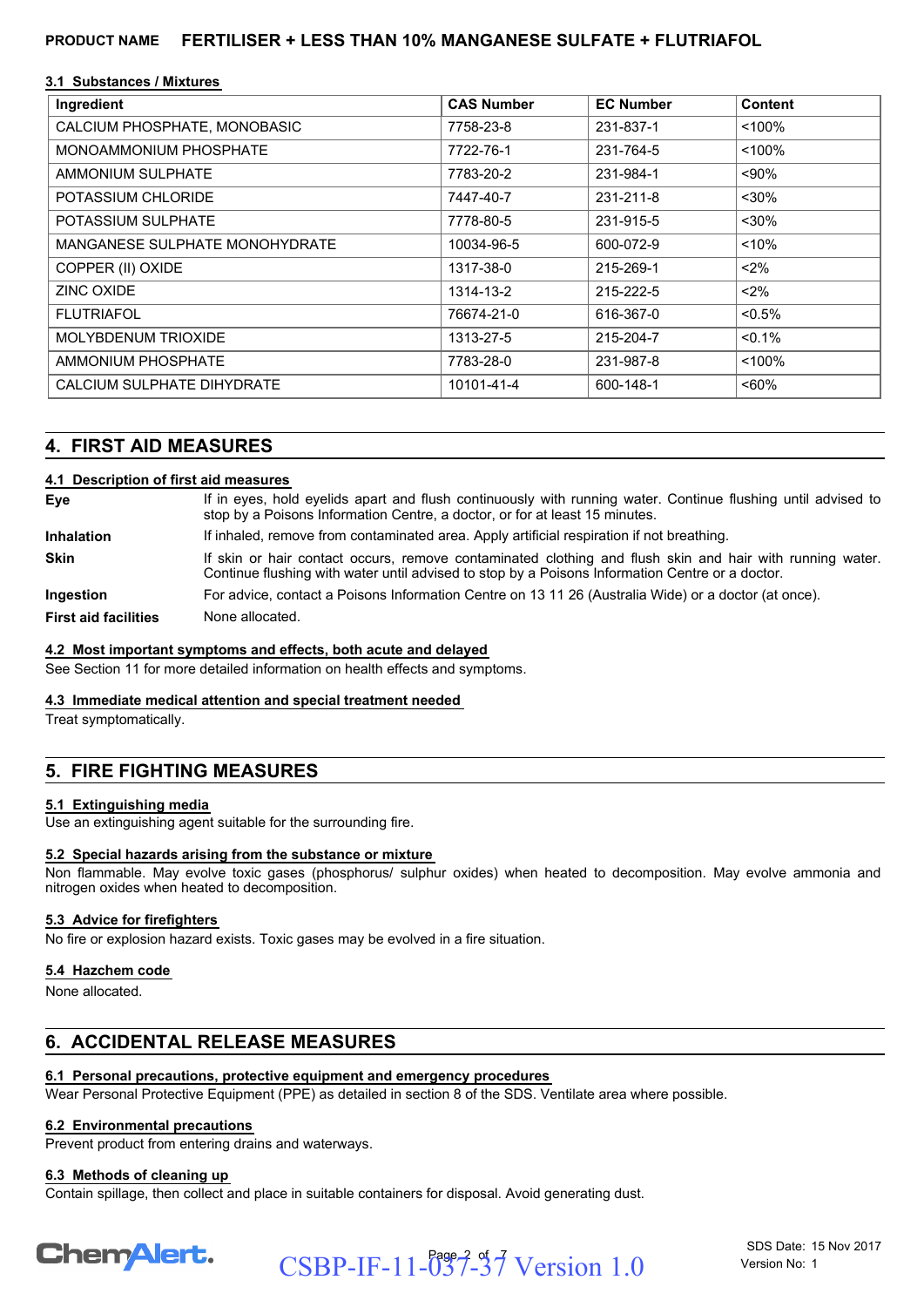**PRODUCT NAME** FERTILISER + LESS THAN 10% MANGANESE SULFATE + FLUTRIAFOL

### 3.1 Substances / Mixtures

| Ingredient | CAS Number | EC Number | Content |
|---|---|---|---|
| CALCIUM PHOSPHATE, MONOBASIC | 7758-23-8 | 231-837-1 | <100% |
| MONOAMMONIUM PHOSPHATE | 7722-76-1 | 231-764-5 | <100% |
| AMMONIUM SULPHATE | 7783-20-2 | 231-984-1 | <90% |
| POTASSIUM CHLORIDE | 7447-40-7 | 231-211-8 | <30% |
| POTASSIUM SULPHATE | 7778-80-5 | 231-915-5 | <30% |
| MANGANESE SULPHATE MONOHYDRATE | 10034-96-5 | 600-072-9 | <10% |
| COPPER (II) OXIDE | 1317-38-0 | 215-269-1 | <2% |
| ZINC OXIDE | 1314-13-2 | 215-222-5 | <2% |
| FLUTRIAFOL | 76674-21-0 | 616-367-0 | <0.5% |
| MOLYBDENUM TRIOXIDE | 1313-27-5 | 215-204-7 | <0.1% |
| AMMONIUM PHOSPHATE | 7783-28-0 | 231-987-8 | <100% |
| CALCIUM SULPHATE DIHYDRATE | 10101-41-4 | 600-148-1 | <60% |

## 4. FIRST AID MEASURES

### 4.1 Description of first aid measures

**Eye** If in eyes, hold eyelids apart and flush continuously with running water. Continue flushing until advised to stop by a Poisons Information Centre, a doctor, or for at least 15 minutes.

**Inhalation** If inhaled, remove from contaminated area. Apply artificial respiration if not breathing.

**Skin** If skin or hair contact occurs, remove contaminated clothing and flush skin and hair with running water. Continue flushing with water until advised to stop by a Poisons Information Centre or a doctor.

**Ingestion** For advice, contact a Poisons Information Centre on 13 11 26 (Australia Wide) or a doctor (at once).

**First aid facilities** None allocated.

### 4.2 Most important symptoms and effects, both acute and delayed

See Section 11 for more detailed information on health effects and symptoms.

### 4.3 Immediate medical attention and special treatment needed

Treat symptomatically.

## 5. FIRE FIGHTING MEASURES

### 5.1 Extinguishing media

Use an extinguishing agent suitable for the surrounding fire.

### 5.2 Special hazards arising from the substance or mixture

Non flammable. May evolve toxic gases (phosphorus/ sulphur oxides) when heated to decomposition. May evolve ammonia and nitrogen oxides when heated to decomposition.

### 5.3 Advice for firefighters

No fire or explosion hazard exists. Toxic gases may be evolved in a fire situation.

### 5.4 Hazchem code

None allocated.

## 6. ACCIDENTAL RELEASE MEASURES

### 6.1 Personal precautions, protective equipment and emergency procedures

Wear Personal Protective Equipment (PPE) as detailed in section 8 of the SDS. Ventilate area where possible.

### 6.2 Environmental precautions

Prevent product from entering drains and waterways.

### 6.3 Methods of cleaning up

Contain spillage, then collect and place in suitable containers for disposal. Avoid generating dust.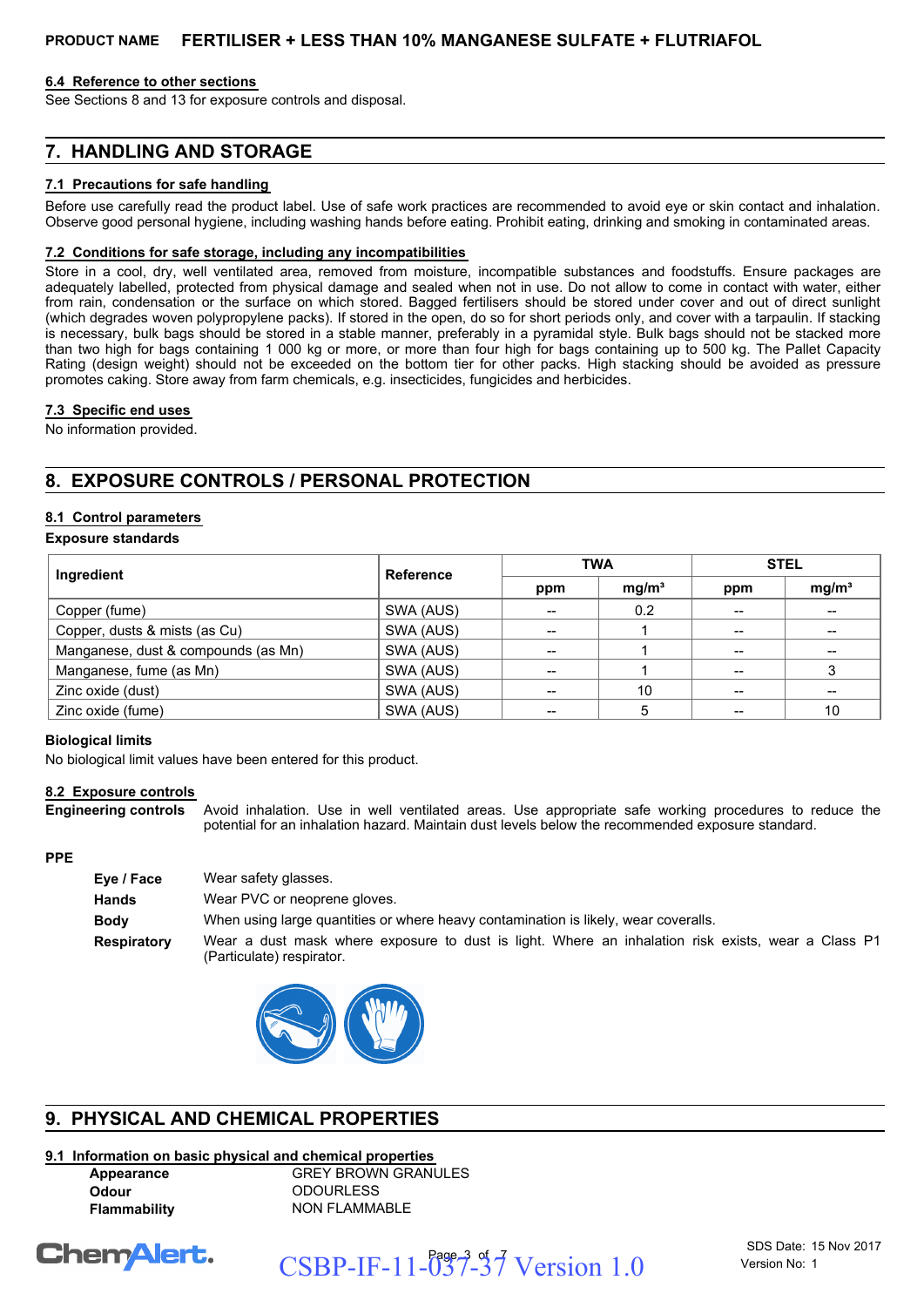#### 6.4 Reference to other sections

See Sections 8 and 13 for exposure controls and disposal.

## 7. HANDLING AND STORAGE

#### 7.1 Precautions for safe handling

Before use carefully read the product label. Use of safe work practices are recommended to avoid eye or skin contact and inhalation. Observe good personal hygiene, including washing hands before eating. Prohibit eating, drinking and smoking in contaminated areas.

#### 7.2 Conditions for safe storage, including any incompatibilities

Store in a cool, dry, well ventilated area, removed from moisture, incompatible substances and foodstuffs. Ensure packages are adequately labelled, protected from physical damage and sealed when not in use. Do not allow to come in contact with water, either from rain, condensation or the surface on which stored. Bagged fertilisers should be stored under cover and out of direct sunlight (which degrades woven polypropylene packs). If stored in the open, do so for short periods only, and cover with a tarpaulin. If stacking is necessary, bulk bags should be stored in a stable manner, preferably in a pyramidal style. Bulk bags should not be stacked more than two high for bags containing 1 000 kg or more, or more than four high for bags containing up to 500 kg. The Pallet Capacity Rating (design weight) should not be exceeded on the bottom tier for other packs. High stacking should be avoided as pressure promotes caking. Store away from farm chemicals, e.g. insecticides, fungicides and herbicides.

#### 7.3 Specific end uses

No information provided.

## 8. EXPOSURE CONTROLS / PERSONAL PROTECTION

#### 8.1 Control parameters

**Exposure standards**

| Ingredient | Reference | TWA | | STEL | |
|---|---|---|---|---|---|
| | | ppm | mg/m³ | ppm | mg/m³ |
| Copper (fume) | SWA (AUS) | -- | 0.2 | -- | -- |
| Copper, dusts & mists (as Cu) | SWA (AUS) | -- | 1 | -- | -- |
| Manganese, dust & compounds (as Mn) | SWA (AUS) | -- | 1 | -- | -- |
| Manganese, fume (as Mn) | SWA (AUS) | -- | 1 | -- | 3 |
| Zinc oxide (dust) | SWA (AUS) | -- | 10 | -- | -- |
| Zinc oxide (fume) | SWA (AUS) | -- | 5 | -- | 10 |

**Biological limits**

No biological limit values have been entered for this product.

#### 8.2 Exposure controls

**Engineering controls** Avoid inhalation. Use in well ventilated areas. Use appropriate safe working procedures to reduce the potential for an inhalation hazard. Maintain dust levels below the recommended exposure standard.

**PPE**

- **Eye / Face** Wear safety glasses.
- **Hands** Wear PVC or neoprene gloves.
- **Body** When using large quantities or where heavy contamination is likely, wear coveralls.
- **Respiratory** Wear a dust mask where exposure to dust is light. Where an inhalation risk exists, wear a Class P1 (Particulate) respirator.

## 9. PHYSICAL AND CHEMICAL PROPERTIES

#### 9.1 Information on basic physical and chemical properties

| | |
|---|---|
| **Appearance** | GREY BROWN GRANULES |
| **Odour** | ODOURLESS |
| **Flammability** | NON FLAMMABLE |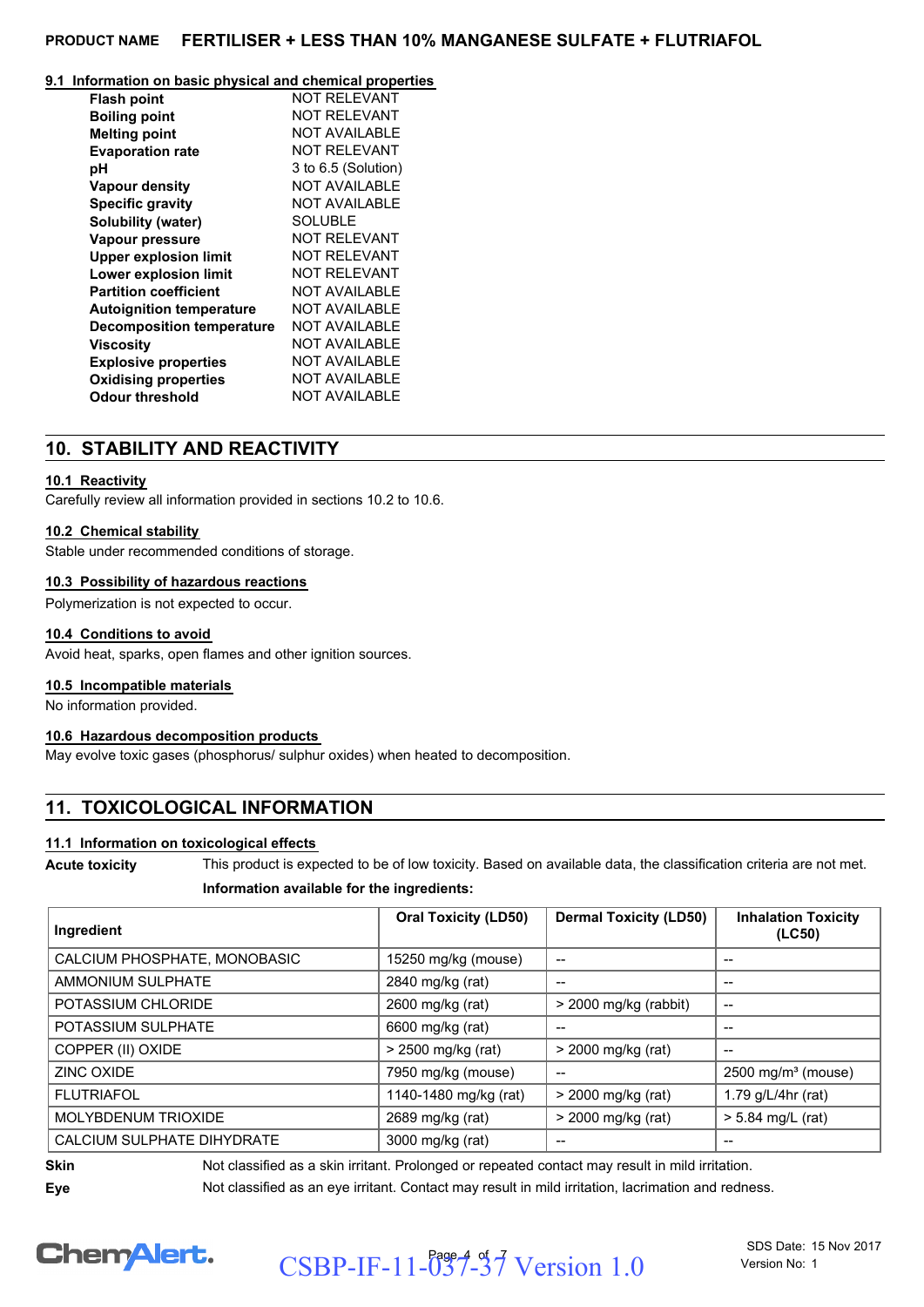**PRODUCT NAME** **FERTILISER + LESS THAN 10% MANGANESE SULFATE + FLUTRIAFOL**

### 9.1 Information on basic physical and chemical properties

| | |
|---|---|
| **Flash point** | NOT RELEVANT |
| **Boiling point** | NOT RELEVANT |
| **Melting point** | NOT AVAILABLE |
| **Evaporation rate** | NOT RELEVANT |
| **pH** | 3 to 6.5 (Solution) |
| **Vapour density** | NOT AVAILABLE |
| **Specific gravity** | NOT AVAILABLE |
| **Solubility (water)** | SOLUBLE |
| **Vapour pressure** | NOT RELEVANT |
| **Upper explosion limit** | NOT RELEVANT |
| **Lower explosion limit** | NOT RELEVANT |
| **Partition coefficient** | NOT AVAILABLE |
| **Autoignition temperature** | NOT AVAILABLE |
| **Decomposition temperature** | NOT AVAILABLE |
| **Viscosity** | NOT AVAILABLE |
| **Explosive properties** | NOT AVAILABLE |
| **Oxidising properties** | NOT AVAILABLE |
| **Odour threshold** | NOT AVAILABLE |

## 10. STABILITY AND REACTIVITY

### 10.1 Reactivity

Carefully review all information provided in sections 10.2 to 10.6.

### 10.2 Chemical stability

Stable under recommended conditions of storage.

### 10.3 Possibility of hazardous reactions

Polymerization is not expected to occur.

### 10.4 Conditions to avoid

Avoid heat, sparks, open flames and other ignition sources.

### 10.5 Incompatible materials

No information provided.

### 10.6 Hazardous decomposition products

May evolve toxic gases (phosphorus/ sulphur oxides) when heated to decomposition.

## 11. TOXICOLOGICAL INFORMATION

### 11.1 Information on toxicological effects

**Acute toxicity** This product is expected to be of low toxicity. Based on available data, the classification criteria are not met.

**Information available for the ingredients:**

| Ingredient | Oral Toxicity (LD50) | Dermal Toxicity (LD50) | Inhalation Toxicity (LC50) |
|---|---|---|---|
| CALCIUM PHOSPHATE, MONOBASIC | 15250 mg/kg (mouse) | -- | -- |
| AMMONIUM SULPHATE | 2840 mg/kg (rat) | -- | -- |
| POTASSIUM CHLORIDE | 2600 mg/kg (rat) | > 2000 mg/kg (rabbit) | -- |
| POTASSIUM SULPHATE | 6600 mg/kg (rat) | -- | -- |
| COPPER (II) OXIDE | > 2500 mg/kg (rat) | > 2000 mg/kg (rat) | -- |
| ZINC OXIDE | 7950 mg/kg (mouse) | -- | 2500 mg/m³ (mouse) |
| FLUTRIAFOL | 1140-1480 mg/kg (rat) | > 2000 mg/kg (rat) | 1.79 g/L/4hr (rat) |
| MOLYBDENUM TRIOXIDE | 2689 mg/kg (rat) | > 2000 mg/kg (rat) | > 5.84 mg/L (rat) |
| CALCIUM SULPHATE DIHYDRATE | 3000 mg/kg (rat) | -- | -- |

**Skin** Not classified as a skin irritant. Prolonged or repeated contact may result in mild irritation.

**Eye** Not classified as an eye irritant. Contact may result in mild irritation, lacrimation and redness.

CSBP-IF-11-037-37 Version 1.0

SDS Date: 15 Nov 2017
Version No: 1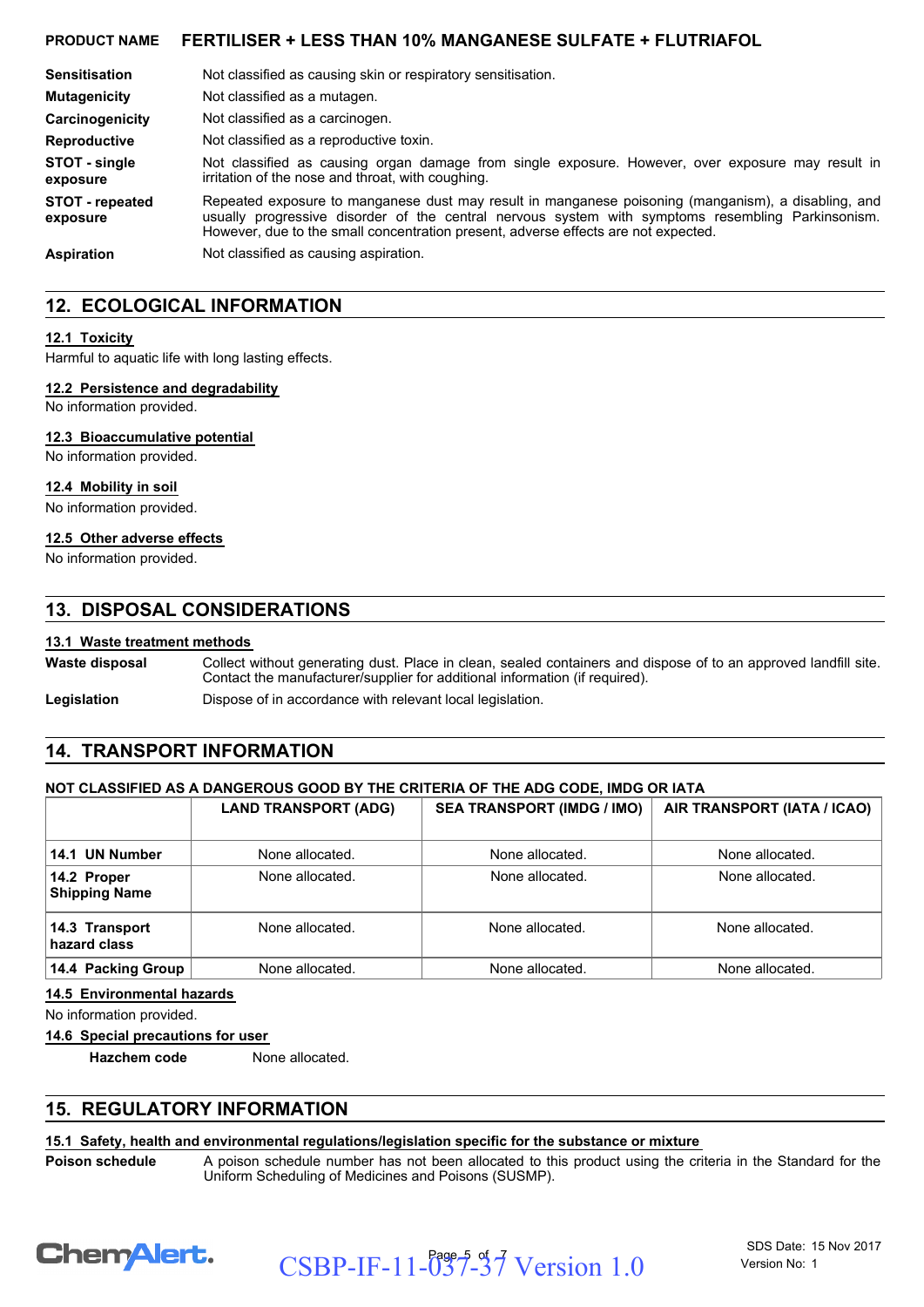| | |
|---|---|
| **Sensitisation** | Not classified as causing skin or respiratory sensitisation. |
| **Mutagenicity** | Not classified as a mutagen. |
| **Carcinogenicity** | Not classified as a carcinogen. |
| **Reproductive** | Not classified as a reproductive toxin. |
| **STOT - single exposure** | Not classified as causing organ damage from single exposure. However, over exposure may result in irritation of the nose and throat, with coughing. |
| **STOT - repeated exposure** | Repeated exposure to manganese dust may result in manganese poisoning (manganism), a disabling, and usually progressive disorder of the central nervous system with symptoms resembling Parkinsonism. However, due to the small concentration present, adverse effects are not expected. |
| **Aspiration** | Not classified as causing aspiration. |

## 12. ECOLOGICAL INFORMATION

### 12.1 Toxicity

Harmful to aquatic life with long lasting effects.

### 12.2 Persistence and degradability

No information provided.

### 12.3 Bioaccumulative potential

No information provided.

### 12.4 Mobility in soil

No information provided.

### 12.5 Other adverse effects

No information provided.

## 13. DISPOSAL CONSIDERATIONS

### 13.1 Waste treatment methods

| | |
|---|---|
| **Waste disposal** | Collect without generating dust. Place in clean, sealed containers and dispose of to an approved landfill site. Contact the manufacturer/supplier for additional information (if required). |
| **Legislation** | Dispose of in accordance with relevant local legislation. |

## 14. TRANSPORT INFORMATION

**NOT CLASSIFIED AS A DANGEROUS GOOD BY THE CRITERIA OF THE ADG CODE, IMDG OR IATA**

| | LAND TRANSPORT (ADG) | SEA TRANSPORT (IMDG / IMO) | AIR TRANSPORT (IATA / ICAO) |
|---|---|---|---|
| **14.1 UN Number** | None allocated. | None allocated. | None allocated. |
| **14.2 Proper Shipping Name** | None allocated. | None allocated. | None allocated. |
| **14.3 Transport hazard class** | None allocated. | None allocated. | None allocated. |
| **14.4 Packing Group** | None allocated. | None allocated. | None allocated. |

### 14.5 Environmental hazards

No information provided.

### 14.6 Special precautions for user

**Hazchem code** None allocated.

## 15. REGULATORY INFORMATION

### 15.1 Safety, health and environmental regulations/legislation specific for the substance or mixture

| | |
|---|---|
| **Poison schedule** | A poison schedule number has not been allocated to this product using the criteria in the Standard for the Uniform Scheduling of Medicines and Poisons (SUSMP). |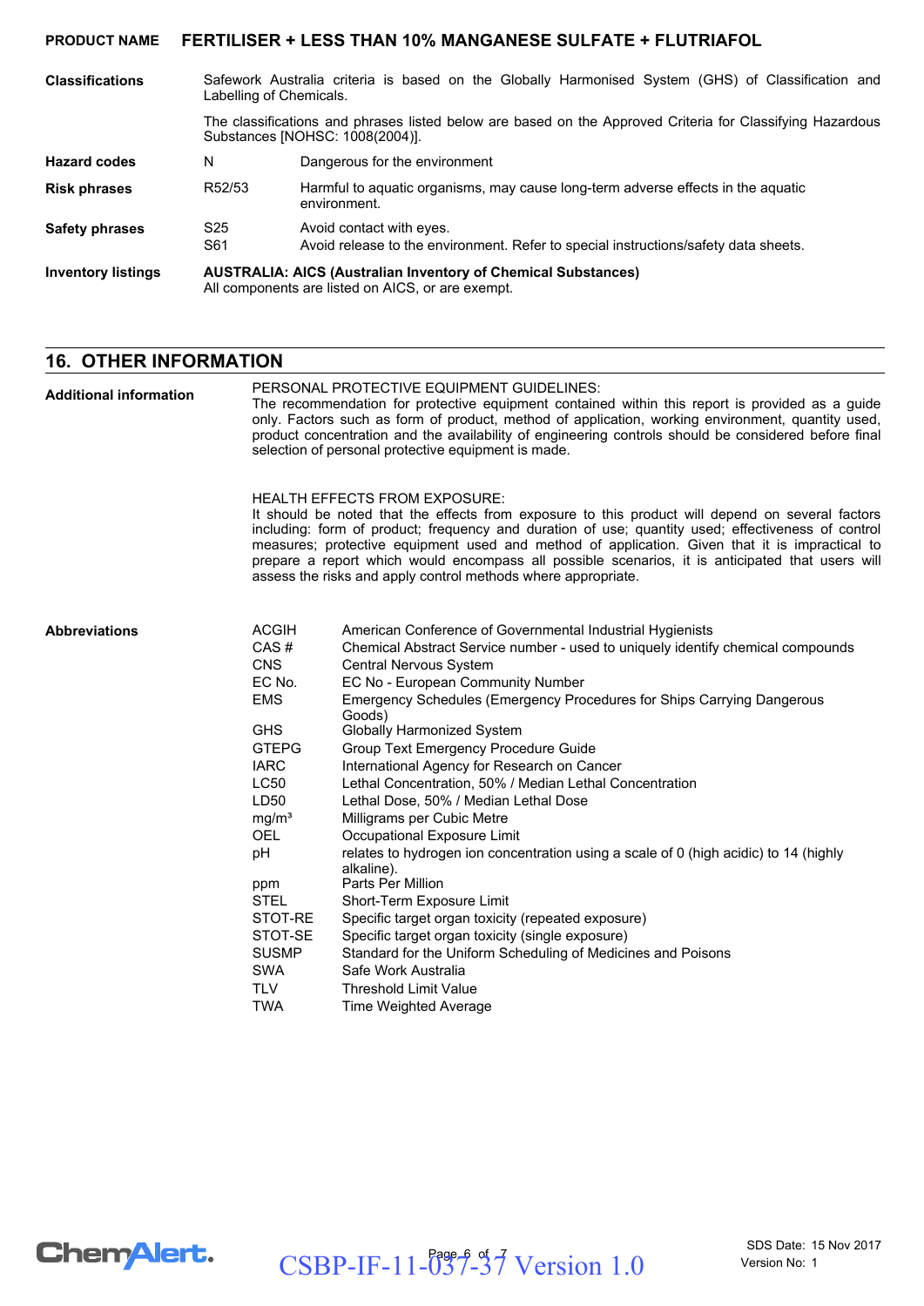**PRODUCT NAME FERTILISER + LESS THAN 10% MANGANESE SULFATE + FLUTRIAFOL**

| | | |
|---|---|---|
| **Classifications** | Safework Australia criteria is based on the Globally Harmonised System (GHS) of Classification and Labelling of Chemicals. | |
| | The classifications and phrases listed below are based on the Approved Criteria for Classifying Hazardous Substances [NOHSC: 1008(2004)]. | |
| **Hazard codes** | N | Dangerous for the environment |
| **Risk phrases** | R52/53 | Harmful to aquatic organisms, may cause long-term adverse effects in the aquatic environment. |
| **Safety phrases** | S25 | Avoid contact with eyes. |
| | S61 | Avoid release to the environment. Refer to special instructions/safety data sheets. |
| **Inventory listings** | **AUSTRALIA: AICS (Australian Inventory of Chemical Substances)** All components are listed on AICS, or are exempt. | |

## 16. OTHER INFORMATION

**Additional information**

PERSONAL PROTECTIVE EQUIPMENT GUIDELINES:
The recommendation for protective equipment contained within this report is provided as a guide only. Factors such as form of product, method of application, working environment, quantity used, product concentration and the availability of engineering controls should be considered before final selection of personal protective equipment is made.

HEALTH EFFECTS FROM EXPOSURE:
It should be noted that the effects from exposure to this product will depend on several factors including: form of product; frequency and duration of use; quantity used; effectiveness of control measures; protective equipment used and method of application. Given that it is impractical to prepare a report which would encompass all possible scenarios, it is anticipated that users will assess the risks and apply control methods where appropriate.

**Abbreviations**

| | |
|---|---|
| ACGIH | American Conference of Governmental Industrial Hygienists |
| CAS # | Chemical Abstract Service number - used to uniquely identify chemical compounds |
| CNS | Central Nervous System |
| EC No. | EC No - European Community Number |
| EMS | Emergency Schedules (Emergency Procedures for Ships Carrying Dangerous Goods) |
| GHS | Globally Harmonized System |
| GTEPG | Group Text Emergency Procedure Guide |
| IARC | International Agency for Research on Cancer |
| LC50 | Lethal Concentration, 50% / Median Lethal Concentration |
| LD50 | Lethal Dose, 50% / Median Lethal Dose |
| $mg/m^3$ | Milligrams per Cubic Metre |
| OEL | Occupational Exposure Limit |
| pH | relates to hydrogen ion concentration using a scale of 0 (high acidic) to 14 (highly alkaline). |
| ppm | Parts Per Million |
| STEL | Short-Term Exposure Limit |
| STOT-RE | Specific target organ toxicity (repeated exposure) |
| STOT-SE | Specific target organ toxicity (single exposure) |
| SUSMP | Standard for the Uniform Scheduling of Medicines and Poisons |
| SWA | Safe Work Australia |
| TLV | Threshold Limit Value |
| TWA | Time Weighted Average |

CSBP-IF-11-037-37 Version 1.0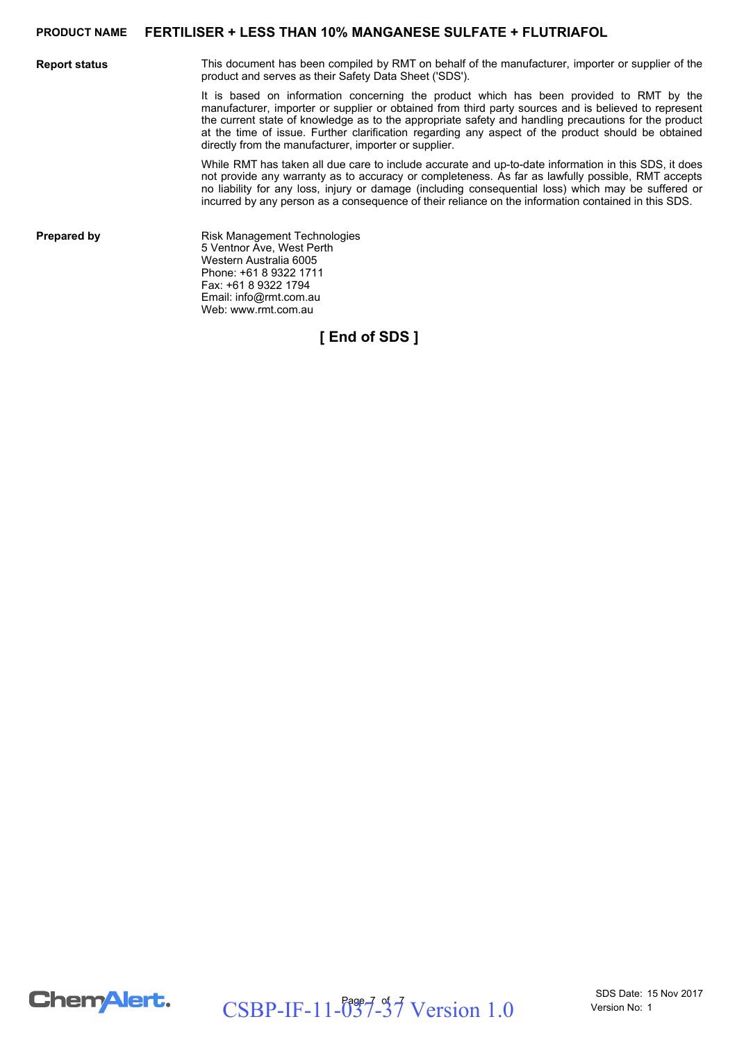**Report status**

This document has been compiled by RMT on behalf of the manufacturer, importer or supplier of the product and serves as their Safety Data Sheet ('SDS').

It is based on information concerning the product which has been provided to RMT by the manufacturer, importer or supplier or obtained from third party sources and is believed to represent the current state of knowledge as to the appropriate safety and handling precautions for the product at the time of issue. Further clarification regarding any aspect of the product should be obtained directly from the manufacturer, importer or supplier.

While RMT has taken all due care to include accurate and up-to-date information in this SDS, it does not provide any warranty as to accuracy or completeness. As far as lawfully possible, RMT accepts no liability for any loss, injury or damage (including consequential loss) which may be suffered or incurred by any person as a consequence of their reliance on the information contained in this SDS.

**Prepared by**

Risk Management Technologies
5 Ventnor Ave, West Perth
Western Australia 6005
Phone: +61 8 9322 1711
Fax: +61 8 9322 1794
Email: info@rmt.com.au
Web: www.rmt.com.au

**[ End of SDS ]**